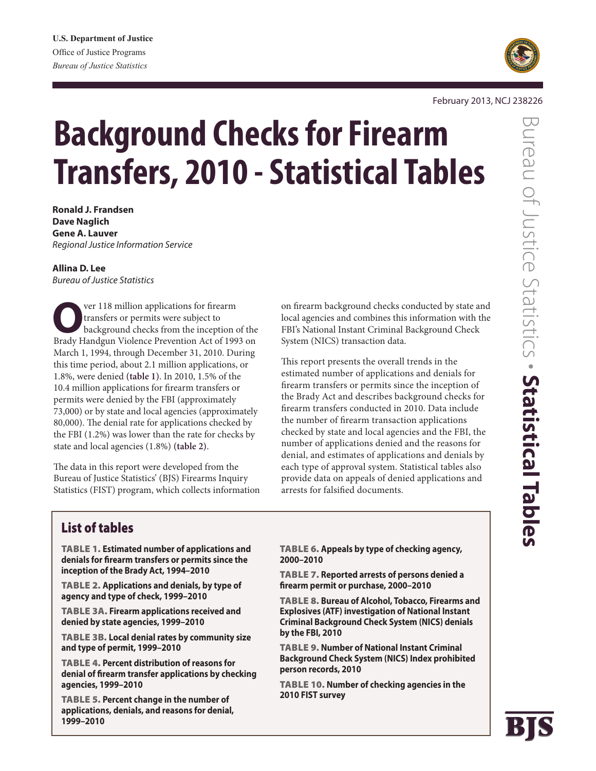U.S. Department of Justice
Office of Justice Programs
*Bureau of Justice Statistics*

February 2013, NCJ 238226

# Background Checks for Firearm Transfers, 2010 - Statistical Tables

**Ronald J. Frandsen**
**Dave Naglich**
**Gene A. Lauver**
*Regional Justice Information Service*

**Allina D. Lee**
*Bureau of Justice Statistics*

Over 118 million applications for firearm transfers or permits were subject to background checks from the inception of the Brady Handgun Violence Prevention Act of 1993 on March 1, 1994, through December 31, 2010. During this time period, about 2.1 million applications, or 1.8%, were denied **(table 1)**. In 2010, 1.5% of the 10.4 million applications for firearm transfers or permits were denied by the FBI (approximately 73,000) or by state and local agencies (approximately 80,000). The denial rate for applications checked by the FBI (1.2%) was lower than the rate for checks by state and local agencies (1.8%) **(table 2)**.

The data in this report were developed from the Bureau of Justice Statistics' (BJS) Firearms Inquiry Statistics (FIST) program, which collects information on firearm background checks conducted by state and local agencies and combines this information with the FBI's National Instant Criminal Background Check System (NICS) transaction data.

This report presents the overall trends in the estimated number of applications and denials for firearm transfers or permits since the inception of the Brady Act and describes background checks for firearm transfers conducted in 2010. Data include the number of firearm transaction applications checked by state and local agencies and the FBI, the number of applications denied and the reasons for denial, and estimates of applications and denials by each type of approval system. Statistical tables also provide data on appeals of denied applications and arrests for falsified documents.

## List of tables

**TABLE 1. Estimated number of applications and denials for firearm transfers or permits since the inception of the Brady Act, 1994–2010**

**TABLE 2. Applications and denials, by type of agency and type of check, 1999–2010**

**TABLE 3A. Firearm applications received and denied by state agencies, 1999–2010**

**TABLE 3B. Local denial rates by community size and type of permit, 1999–2010**

**TABLE 4. Percent distribution of reasons for denial of firearm transfer applications by checking agencies, 1999–2010**

**TABLE 5. Percent change in the number of applications, denials, and reasons for denial, 1999–2010**

**TABLE 6. Appeals by type of checking agency, 2000–2010**

**TABLE 7. Reported arrests of persons denied a firearm permit or purchase, 2000–2010**

**TABLE 8. Bureau of Alcohol, Tobacco, Firearms and Explosives (ATF) investigation of National Instant Criminal Background Check System (NICS) denials by the FBI, 2010**

**TABLE 9. Number of National Instant Criminal Background Check System (NICS) Index prohibited person records, 2010**

**TABLE 10. Number of checking agencies in the 2010 FIST survey**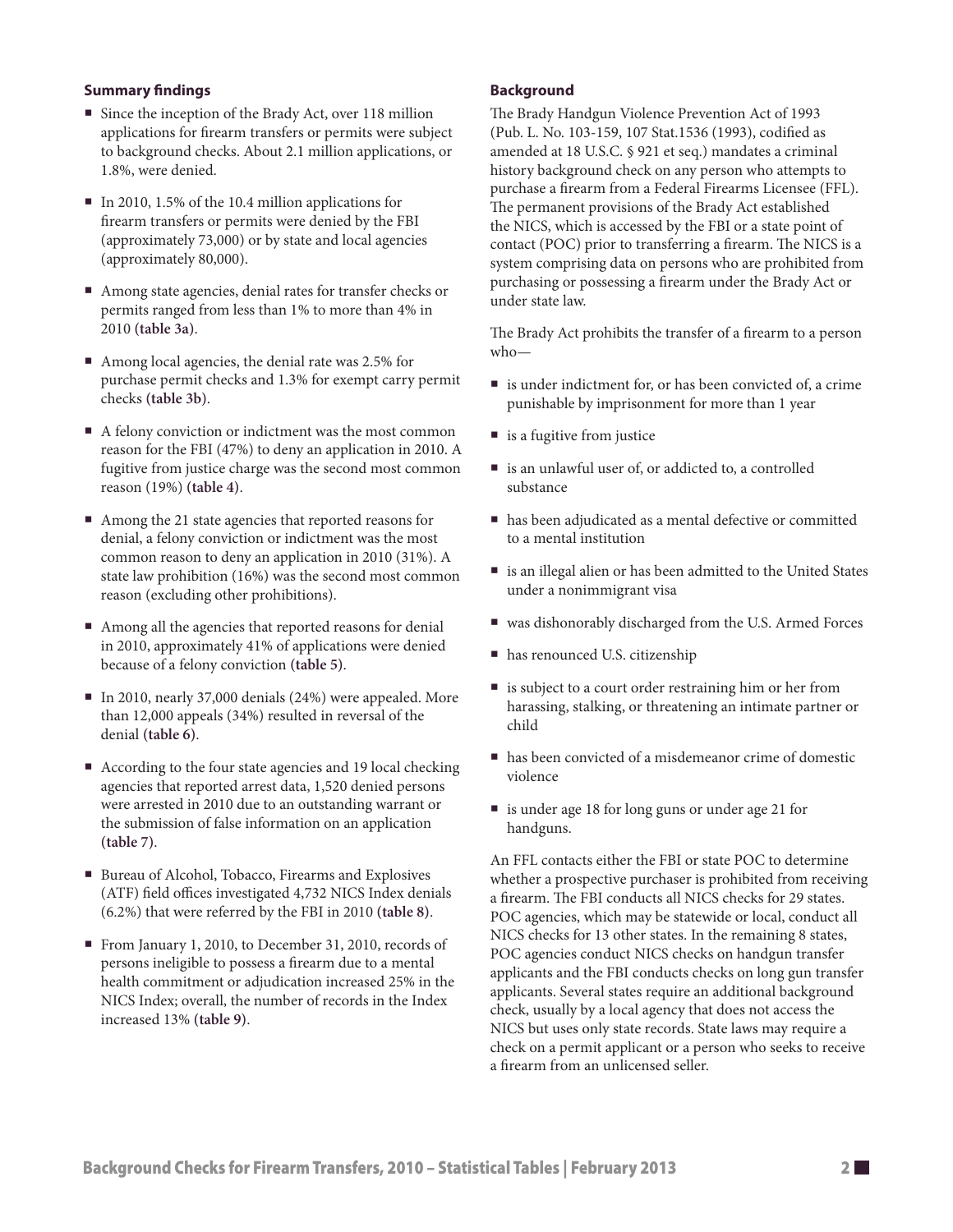### Summary findings

- Since the inception of the Brady Act, over 118 million applications for firearm transfers or permits were subject to background checks. About 2.1 million applications, or 1.8%, were denied.
- In 2010, 1.5% of the 10.4 million applications for firearm transfers or permits were denied by the FBI (approximately 73,000) or by state and local agencies (approximately 80,000).
- Among state agencies, denial rates for transfer checks or permits ranged from less than 1% to more than 4% in 2010 **(table 3a)**.
- Among local agencies, the denial rate was 2.5% for purchase permit checks and 1.3% for exempt carry permit checks **(table 3b)**.
- A felony conviction or indictment was the most common reason for the FBI (47%) to deny an application in 2010. A fugitive from justice charge was the second most common reason (19%) **(table 4)**.
- Among the 21 state agencies that reported reasons for denial, a felony conviction or indictment was the most common reason to deny an application in 2010 (31%). A state law prohibition (16%) was the second most common reason (excluding other prohibitions).
- Among all the agencies that reported reasons for denial in 2010, approximately 41% of applications were denied because of a felony conviction **(table 5)**.
- In 2010, nearly 37,000 denials (24%) were appealed. More than 12,000 appeals (34%) resulted in reversal of the denial **(table 6)**.
- According to the four state agencies and 19 local checking agencies that reported arrest data, 1,520 denied persons were arrested in 2010 due to an outstanding warrant or the submission of false information on an application **(table 7)**.
- Bureau of Alcohol, Tobacco, Firearms and Explosives (ATF) field offices investigated 4,732 NICS Index denials (6.2%) that were referred by the FBI in 2010 **(table 8)**.
- From January 1, 2010, to December 31, 2010, records of persons ineligible to possess a firearm due to a mental health commitment or adjudication increased 25% in the NICS Index; overall, the number of records in the Index increased 13% **(table 9)**.

### Background

The Brady Handgun Violence Prevention Act of 1993 (Pub. L. No. 103-159, 107 Stat.1536 (1993), codified as amended at 18 U.S.C. § 921 et seq.) mandates a criminal history background check on any person who attempts to purchase a firearm from a Federal Firearms Licensee (FFL). The permanent provisions of the Brady Act established the NICS, which is accessed by the FBI or a state point of contact (POC) prior to transferring a firearm. The NICS is a system comprising data on persons who are prohibited from purchasing or possessing a firearm under the Brady Act or under state law.

The Brady Act prohibits the transfer of a firearm to a person who—

- is under indictment for, or has been convicted of, a crime punishable by imprisonment for more than 1 year
- is a fugitive from justice
- is an unlawful user of, or addicted to, a controlled substance
- has been adjudicated as a mental defective or committed to a mental institution
- is an illegal alien or has been admitted to the United States under a nonimmigrant visa
- was dishonorably discharged from the U.S. Armed Forces
- has renounced U.S. citizenship
- is subject to a court order restraining him or her from harassing, stalking, or threatening an intimate partner or child
- has been convicted of a misdemeanor crime of domestic violence
- is under age 18 for long guns or under age 21 for handguns.

An FFL contacts either the FBI or state POC to determine whether a prospective purchaser is prohibited from receiving a firearm. The FBI conducts all NICS checks for 29 states. POC agencies, which may be statewide or local, conduct all NICS checks for 13 other states. In the remaining 8 states, POC agencies conduct NICS checks on handgun transfer applicants and the FBI conducts checks on long gun transfer applicants. Several states require an additional background check, usually by a local agency that does not access the NICS but uses only state records. State laws may require a check on a permit applicant or a person who seeks to receive a firearm from an unlicensed seller.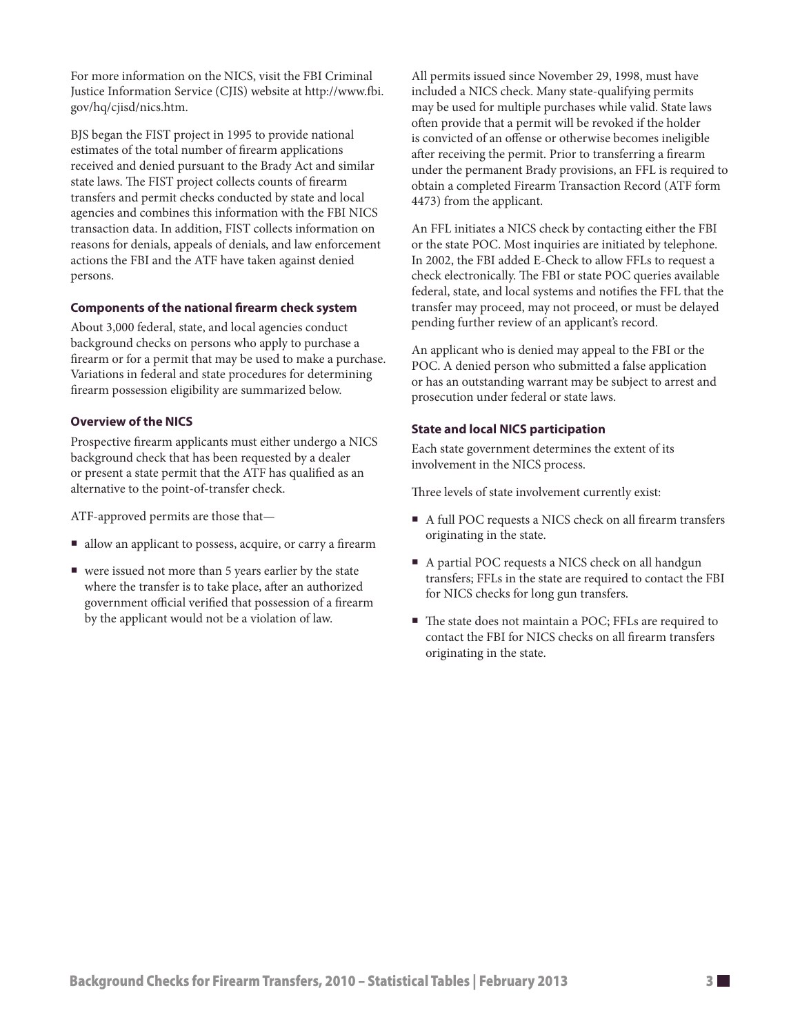For more information on the NICS, visit the FBI Criminal Justice Information Service (CJIS) website at http://www.fbi.gov/hq/cjisd/nics.htm.

BJS began the FIST project in 1995 to provide national estimates of the total number of firearm applications received and denied pursuant to the Brady Act and similar state laws. The FIST project collects counts of firearm transfers and permit checks conducted by state and local agencies and combines this information with the FBI NICS transaction data. In addition, FIST collects information on reasons for denials, appeals of denials, and law enforcement actions the FBI and the ATF have taken against denied persons.

### Components of the national firearm check system

About 3,000 federal, state, and local agencies conduct background checks on persons who apply to purchase a firearm or for a permit that may be used to make a purchase. Variations in federal and state procedures for determining firearm possession eligibility are summarized below.

### Overview of the NICS

Prospective firearm applicants must either undergo a NICS background check that has been requested by a dealer or present a state permit that the ATF has qualified as an alternative to the point-of-transfer check.

ATF-approved permits are those that—

- allow an applicant to possess, acquire, or carry a firearm
- were issued not more than 5 years earlier by the state where the transfer is to take place, after an authorized government official verified that possession of a firearm by the applicant would not be a violation of law.

All permits issued since November 29, 1998, must have included a NICS check. Many state-qualifying permits may be used for multiple purchases while valid. State laws often provide that a permit will be revoked if the holder is convicted of an offense or otherwise becomes ineligible after receiving the permit. Prior to transferring a firearm under the permanent Brady provisions, an FFL is required to obtain a completed Firearm Transaction Record (ATF form 4473) from the applicant.

An FFL initiates a NICS check by contacting either the FBI or the state POC. Most inquiries are initiated by telephone. In 2002, the FBI added E-Check to allow FFLs to request a check electronically. The FBI or state POC queries available federal, state, and local systems and notifies the FFL that the transfer may proceed, may not proceed, or must be delayed pending further review of an applicant's record.

An applicant who is denied may appeal to the FBI or the POC. A denied person who submitted a false application or has an outstanding warrant may be subject to arrest and prosecution under federal or state laws.

### State and local NICS participation

Each state government determines the extent of its involvement in the NICS process.

Three levels of state involvement currently exist:

- A full POC requests a NICS check on all firearm transfers originating in the state.
- A partial POC requests a NICS check on all handgun transfers; FFLs in the state are required to contact the FBI for NICS checks for long gun transfers.
- The state does not maintain a POC; FFLs are required to contact the FBI for NICS checks on all firearm transfers originating in the state.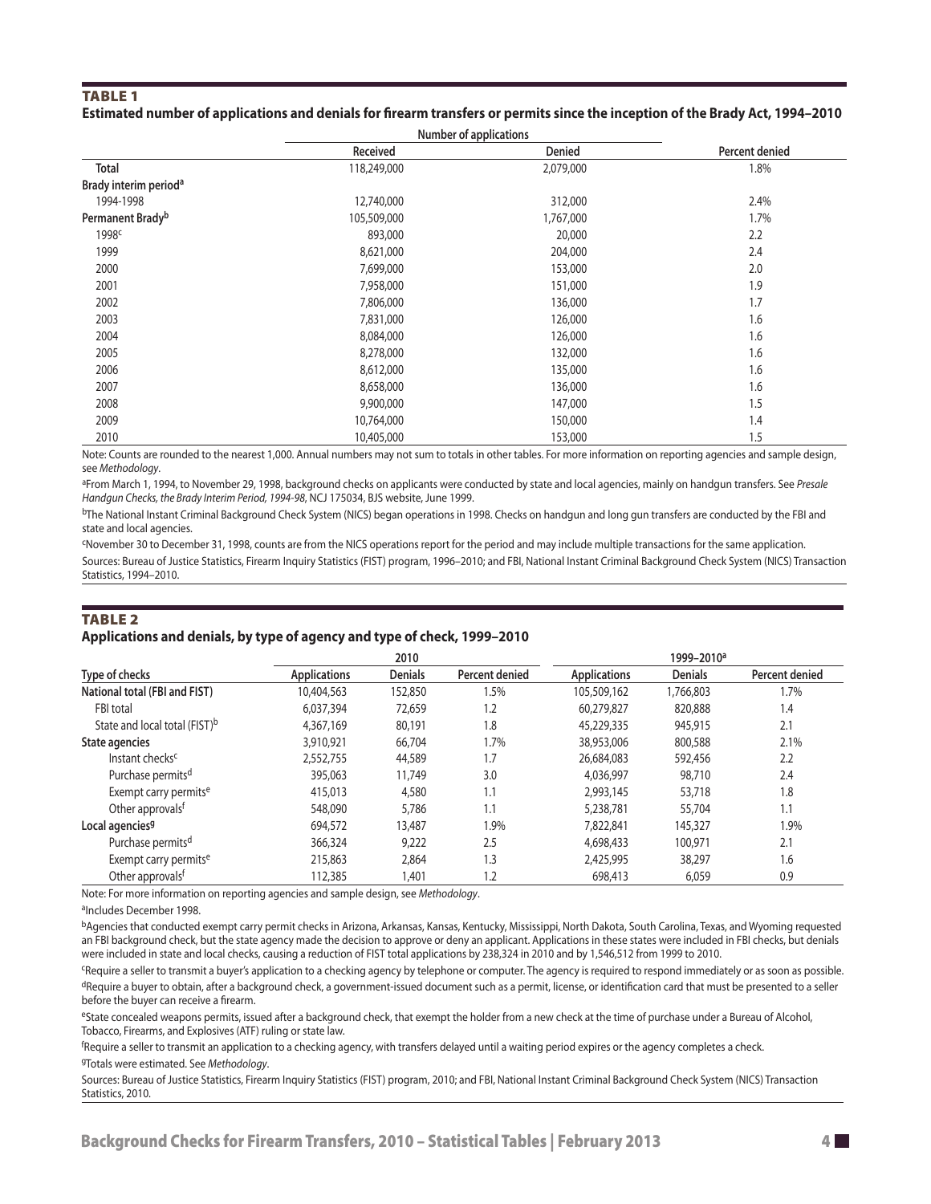## TABLE 1

**Estimated number of applications and denials for firearm transfers or permits since the inception of the Brady Act, 1994–2010**

| | Number of applications | | |
|---|---|---|---|
| | Received | Denied | Percent denied |
| **Total** | 118,249,000 | 2,079,000 | 1.8% |
| **Brady interim period[a]** | | | |
| 1994-1998 | 12,740,000 | 312,000 | 2.4% |
| **Permanent Brady[b]** | 105,509,000 | 1,767,000 | 1.7% |
| 1998[c] | 893,000 | 20,000 | 2.2 |
| 1999 | 8,621,000 | 204,000 | 2.4 |
| 2000 | 7,699,000 | 153,000 | 2.0 |
| 2001 | 7,958,000 | 151,000 | 1.9 |
| 2002 | 7,806,000 | 136,000 | 1.7 |
| 2003 | 7,831,000 | 126,000 | 1.6 |
| 2004 | 8,084,000 | 126,000 | 1.6 |
| 2005 | 8,278,000 | 132,000 | 1.6 |
| 2006 | 8,612,000 | 135,000 | 1.6 |
| 2007 | 8,658,000 | 136,000 | 1.6 |
| 2008 | 9,900,000 | 147,000 | 1.5 |
| 2009 | 10,764,000 | 150,000 | 1.4 |
| 2010 | 10,405,000 | 153,000 | 1.5 |

Note: Counts are rounded to the nearest 1,000. Annual numbers may not sum to totals in other tables. For more information on reporting agencies and sample design, see *Methodology*.

[a]From March 1, 1994, to November 29, 1998, background checks on applicants were conducted by state and local agencies, mainly on handgun transfers. See *Presale Handgun Checks, the Brady Interim Period, 1994-98*, NCJ 175034, BJS website, June 1999.

[b]The National Instant Criminal Background Check System (NICS) began operations in 1998. Checks on handgun and long gun transfers are conducted by the FBI and state and local agencies.

[c]November 30 to December 31, 1998, counts are from the NICS operations report for the period and may include multiple transactions for the same application.

Sources: Bureau of Justice Statistics, Firearm Inquiry Statistics (FIST) program, 1996–2010; and FBI, National Instant Criminal Background Check System (NICS) Transaction Statistics, 1994–2010.

## TABLE 2

**Applications and denials, by type of agency and type of check, 1999–2010**

| | 2010 | | | 1999–2010[a] | | |
|---|---|---|---|---|---|---|
| Type of checks | Applications | Denials | Percent denied | Applications | Denials | Percent denied |
| **National total (FBI and FIST)** | 10,404,563 | 152,850 | 1.5% | 105,509,162 | 1,766,803 | 1.7% |
| FBI total | 6,037,394 | 72,659 | 1.2 | 60,279,827 | 820,888 | 1.4 |
| State and local total (FIST)[b] | 4,367,169 | 80,191 | 1.8 | 45,229,335 | 945,915 | 2.1 |
| **State agencies** | 3,910,921 | 66,704 | 1.7% | 38,953,006 | 800,588 | 2.1% |
| Instant checks[c] | 2,552,755 | 44,589 | 1.7 | 26,684,083 | 592,456 | 2.2 |
| Purchase permits[d] | 395,063 | 11,749 | 3.0 | 4,036,997 | 98,710 | 2.4 |
| Exempt carry permits[e] | 415,013 | 4,580 | 1.1 | 2,993,145 | 53,718 | 1.8 |
| Other approvals[f] | 548,090 | 5,786 | 1.1 | 5,238,781 | 55,704 | 1.1 |
| **Local agencies[g]** | 694,572 | 13,487 | 1.9% | 7,822,841 | 145,327 | 1.9% |
| Purchase permits[d] | 366,324 | 9,222 | 2.5 | 4,698,433 | 100,971 | 2.1 |
| Exempt carry permits[e] | 215,863 | 2,864 | 1.3 | 2,425,995 | 38,297 | 1.6 |
| Other approvals[f] | 112,385 | 1,401 | 1.2 | 698,413 | 6,059 | 0.9 |

Note: For more information on reporting agencies and sample design, see *Methodology*.

[a]Includes December 1998.

[b]Agencies that conducted exempt carry permit checks in Arizona, Arkansas, Kansas, Kentucky, Mississippi, North Dakota, South Carolina, Texas, and Wyoming requested an FBI background check, but the state agency made the decision to approve or deny an applicant. Applications in these states were included in FBI checks, but denials were included in state and local checks, causing a reduction of FIST total applications by 238,324 in 2010 and by 1,546,512 from 1999 to 2010.

[c]Require a seller to transmit a buyer's application to a checking agency by telephone or computer. The agency is required to respond immediately or as soon as possible.

[d]Require a buyer to obtain, after a background check, a government-issued document such as a permit, license, or identification card that must be presented to a seller before the buyer can receive a firearm.

[e]State concealed weapons permits, issued after a background check, that exempt the holder from a new check at the time of purchase under a Bureau of Alcohol, Tobacco, Firearms, and Explosives (ATF) ruling or state law.

[f]Require a seller to transmit an application to a checking agency, with transfers delayed until a waiting period expires or the agency completes a check.

[g]Totals were estimated. See *Methodology*.

Sources: Bureau of Justice Statistics, Firearm Inquiry Statistics (FIST) program, 2010; and FBI, National Instant Criminal Background Check System (NICS) Transaction Statistics, 2010.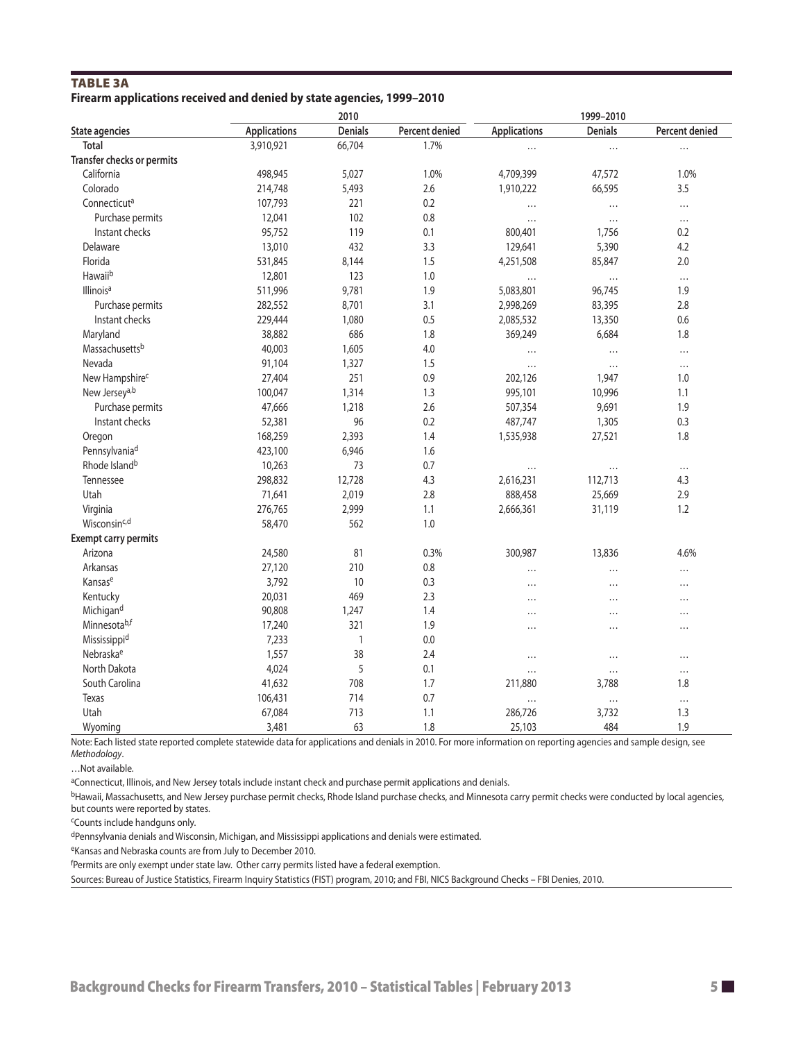**TABLE 3A**

**Firearm applications received and denied by state agencies, 1999–2010**

| State agencies | 2010 | | | 1999–2010 | | |
|---|---|---|---|---|---|---|
| | Applications | Denials | Percent denied | Applications | Denials | Percent denied |
| Total | 3,910,921 | 66,704 | 1.7% | … | … | … |
| **Transfer checks or permits** | | | | | | |
| California | 498,945 | 5,027 | 1.0% | 4,709,399 | 47,572 | 1.0% |
| Colorado | 214,748 | 5,493 | 2.6 | 1,910,222 | 66,595 | 3.5 |
| Connecticut[a] | 107,793 | 221 | 0.2 | … | … | … |
| Purchase permits | 12,041 | 102 | 0.8 | … | … | … |
| Instant checks | 95,752 | 119 | 0.1 | 800,401 | 1,756 | 0.2 |
| Delaware | 13,010 | 432 | 3.3 | 129,641 | 5,390 | 4.2 |
| Florida | 531,845 | 8,144 | 1.5 | 4,251,508 | 85,847 | 2.0 |
| Hawaii[b] | 12,801 | 123 | 1.0 | … | … | … |
| Illinois[a] | 511,996 | 9,781 | 1.9 | 5,083,801 | 96,745 | 1.9 |
| Purchase permits | 282,552 | 8,701 | 3.1 | 2,998,269 | 83,395 | 2.8 |
| Instant checks | 229,444 | 1,080 | 0.5 | 2,085,532 | 13,350 | 0.6 |
| Maryland | 38,882 | 686 | 1.8 | 369,249 | 6,684 | 1.8 |
| Massachusetts[b] | 40,003 | 1,605 | 4.0 | … | … | … |
| Nevada | 91,104 | 1,327 | 1.5 | … | … | … |
| New Hampshire[c] | 27,404 | 251 | 0.9 | 202,126 | 1,947 | 1.0 |
| New Jersey[a,b] | 100,047 | 1,314 | 1.3 | 995,101 | 10,996 | 1.1 |
| Purchase permits | 47,666 | 1,218 | 2.6 | 507,354 | 9,691 | 1.9 |
| Instant checks | 52,381 | 96 | 0.2 | 487,747 | 1,305 | 0.3 |
| Oregon | 168,259 | 2,393 | 1.4 | 1,535,938 | 27,521 | 1.8 |
| Pennsylvania[d] | 423,100 | 6,946 | 1.6 | | | |
| Rhode Island[b] | 10,263 | 73 | 0.7 | … | … | … |
| Tennessee | 298,832 | 12,728 | 4.3 | 2,616,231 | 112,713 | 4.3 |
| Utah | 71,641 | 2,019 | 2.8 | 888,458 | 25,669 | 2.9 |
| Virginia | 276,765 | 2,999 | 1.1 | 2,666,361 | 31,119 | 1.2 |
| Wisconsin[c,d] | 58,470 | 562 | 1.0 | | | |
| **Exempt carry permits** | | | | | | |
| Arizona | 24,580 | 81 | 0.3% | 300,987 | 13,836 | 4.6% |
| Arkansas | 27,120 | 210 | 0.8 | … | … | … |
| Kansas[e] | 3,792 | 10 | 0.3 | … | … | … |
| Kentucky | 20,031 | 469 | 2.3 | … | … | … |
| Michigan[d] | 90,808 | 1,247 | 1.4 | … | … | … |
| Minnesota[b,f] | 17,240 | 321 | 1.9 | … | … | … |
| Mississippi[d] | 7,233 | 1 | 0.0 | | | |
| Nebraska[e] | 1,557 | 38 | 2.4 | … | … | … |
| North Dakota | 4,024 | 5 | 0.1 | … | … | … |
| South Carolina | 41,632 | 708 | 1.7 | 211,880 | 3,788 | 1.8 |
| Texas | 106,431 | 714 | 0.7 | … | … | … |
| Utah | 67,084 | 713 | 1.1 | 286,726 | 3,732 | 1.3 |
| Wyoming | 3,481 | 63 | 1.8 | 25,103 | 484 | 1.9 |

Note: Each listed state reported complete statewide data for applications and denials in 2010. For more information on reporting agencies and sample design, see *Methodology*.

…Not available.

[a]Connecticut, Illinois, and New Jersey totals include instant check and purchase permit applications and denials.

[b]Hawaii, Massachusetts, and New Jersey purchase permit checks, Rhode Island purchase checks, and Minnesota carry permit checks were conducted by local agencies, but counts were reported by states.

[c]Counts include handguns only.

[d]Pennsylvania denials and Wisconsin, Michigan, and Mississippi applications and denials were estimated.

[e]Kansas and Nebraska counts are from July to December 2010.

[f]Permits are only exempt under state law. Other carry permits listed have a federal exemption.

Sources: Bureau of Justice Statistics, Firearm Inquiry Statistics (FIST) program, 2010; and FBI, NICS Background Checks – FBI Denies, 2010.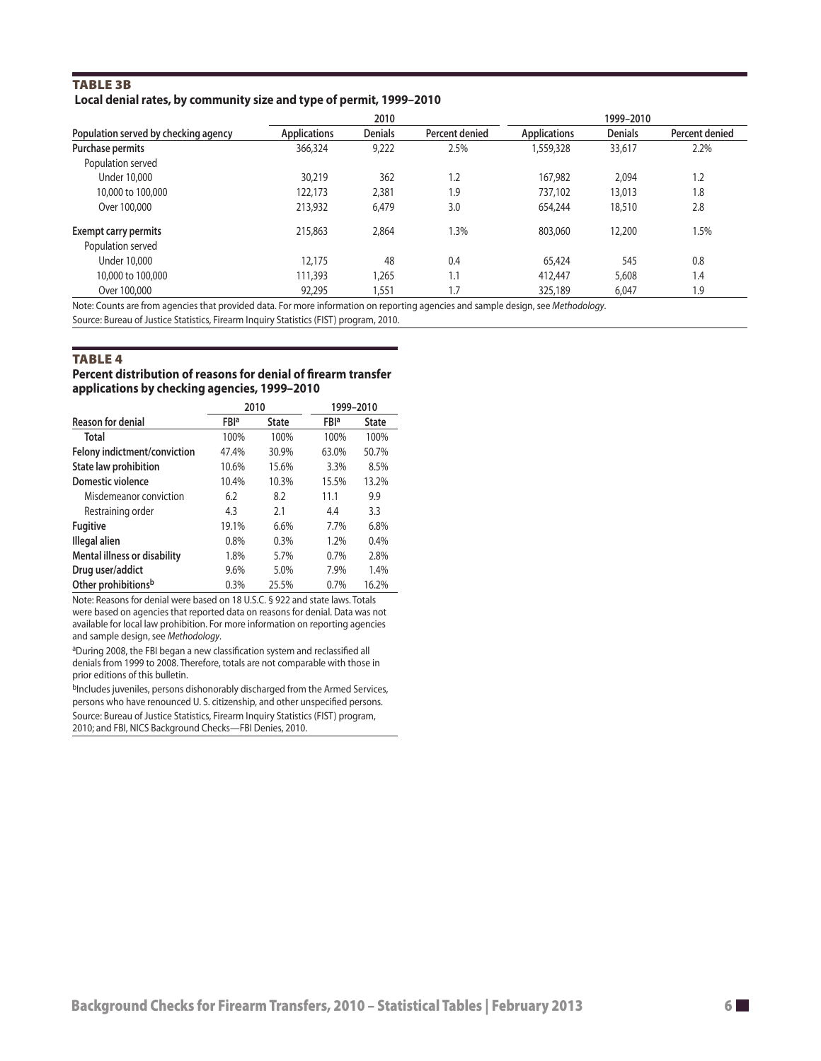**TABLE 3B**

**Local denial rates, by community size and type of permit, 1999–2010**

| Population served by checking agency | 2010 | | | 1999–2010 | | |
|---|---|---|---|---|---|---|
| | Applications | Denials | Percent denied | Applications | Denials | Percent denied |
| **Purchase permits** | 366,324 | 9,222 | 2.5% | 1,559,328 | 33,617 | 2.2% |
| Population served | | | | | | |
| Under 10,000 | 30,219 | 362 | 1.2 | 167,982 | 2,094 | 1.2 |
| 10,000 to 100,000 | 122,173 | 2,381 | 1.9 | 737,102 | 13,013 | 1.8 |
| Over 100,000 | 213,932 | 6,479 | 3.0 | 654,244 | 18,510 | 2.8 |
| **Exempt carry permits** | 215,863 | 2,864 | 1.3% | 803,060 | 12,200 | 1.5% |
| Population served | | | | | | |
| Under 10,000 | 12,175 | 48 | 0.4 | 65,424 | 545 | 0.8 |
| 10,000 to 100,000 | 111,393 | 1,265 | 1.1 | 412,447 | 5,608 | 1.4 |
| Over 100,000 | 92,295 | 1,551 | 1.7 | 325,189 | 6,047 | 1.9 |

Note: Counts are from agencies that provided data. For more information on reporting agencies and sample design, see *Methodology*.

Source: Bureau of Justice Statistics, Firearm Inquiry Statistics (FIST) program, 2010.

**TABLE 4**

**Percent distribution of reasons for denial of firearm transfer applications by checking agencies, 1999–2010**

| Reason for denial | 2010 | | 1999–2010 | |
|---|---|---|---|---|
| | FBI[a] | State | FBI[a] | State |
| **Total** | 100% | 100% | 100% | 100% |
| **Felony indictment/conviction** | 47.4% | 30.9% | 63.0% | 50.7% |
| **State law prohibition** | 10.6% | 15.6% | 3.3% | 8.5% |
| **Domestic violence** | 10.4% | 10.3% | 15.5% | 13.2% |
| Misdemeanor conviction | 6.2 | 8.2 | 11.1 | 9.9 |
| Restraining order | 4.3 | 2.1 | 4.4 | 3.3 |
| **Fugitive** | 19.1% | 6.6% | 7.7% | 6.8% |
| **Illegal alien** | 0.8% | 0.3% | 1.2% | 0.4% |
| **Mental illness or disability** | 1.8% | 5.7% | 0.7% | 2.8% |
| **Drug user/addict** | 9.6% | 5.0% | 7.9% | 1.4% |
| **Other prohibitions[b]** | 0.3% | 25.5% | 0.7% | 16.2% |

Note: Reasons for denial were based on 18 U.S.C. § 922 and state laws. Totals were based on agencies that reported data on reasons for denial. Data was not available for local law prohibition. For more information on reporting agencies and sample design, see *Methodology*.

[a]During 2008, the FBI began a new classification system and reclassified all denials from 1999 to 2008. Therefore, totals are not comparable with those in prior editions of this bulletin.

[b]Includes juveniles, persons dishonorably discharged from the Armed Services, persons who have renounced U. S. citizenship, and other unspecified persons.

Source: Bureau of Justice Statistics, Firearm Inquiry Statistics (FIST) program, 2010; and FBI, NICS Background Checks—FBI Denies, 2010.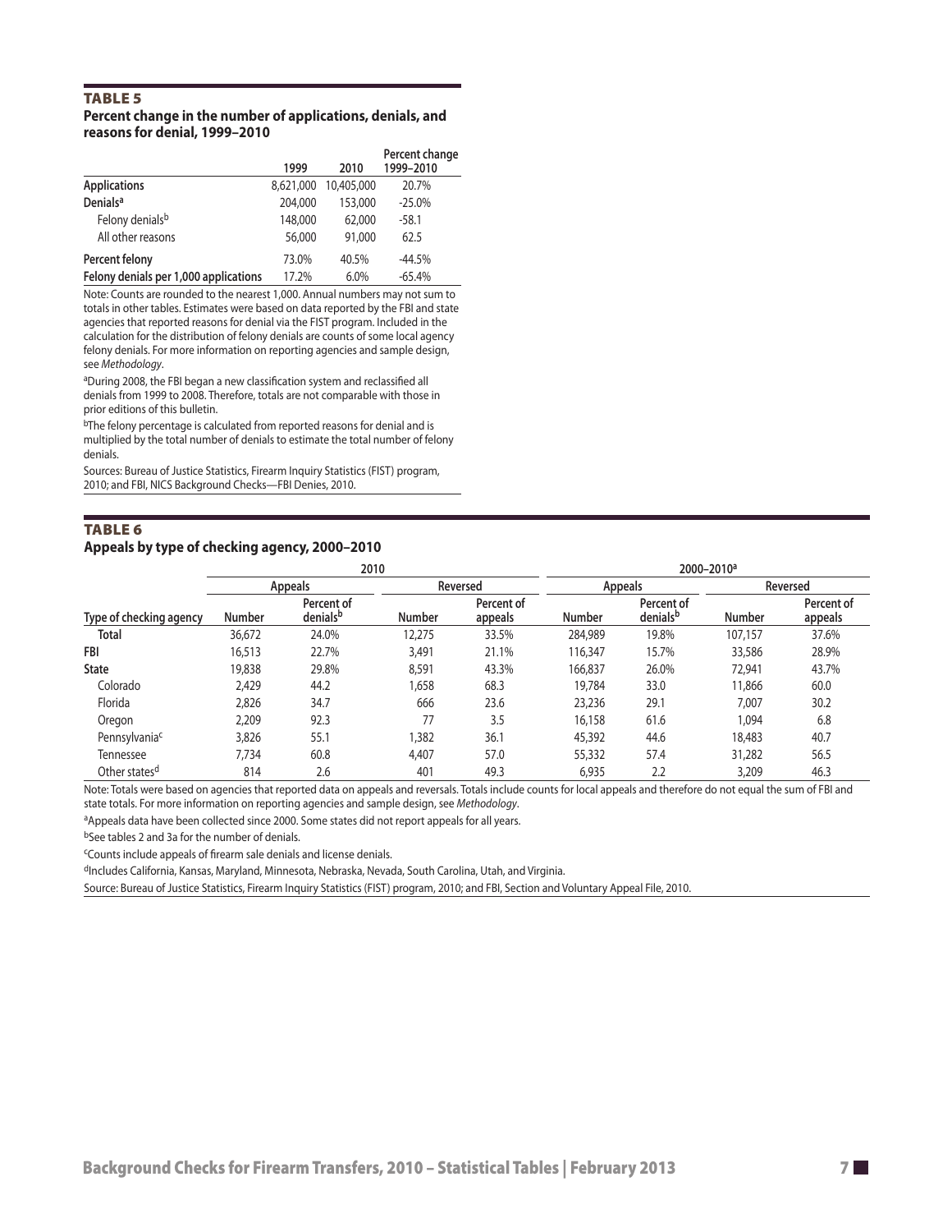## TABLE 5

**Percent change in the number of applications, denials, and reasons for denial, 1999–2010**

| | 1999 | 2010 | Percent change 1999–2010 |
|---|---|---|---|
| **Applications** | 8,621,000 | 10,405,000 | 20.7% |
| **Denials**[a] | 204,000 | 153,000 | -25.0% |
| Felony denials[b] | 148,000 | 62,000 | -58.1 |
| All other reasons | 56,000 | 91,000 | 62.5 |
| **Percent felony** | 73.0% | 40.5% | -44.5% |
| **Felony denials per 1,000 applications** | 17.2% | 6.0% | -65.4% |

Note: Counts are rounded to the nearest 1,000. Annual numbers may not sum to totals in other tables. Estimates were based on data reported by the FBI and state agencies that reported reasons for denial via the FIST program. Included in the calculation for the distribution of felony denials are counts of some local agency felony denials. For more information on reporting agencies and sample design, see *Methodology*.

[a]During 2008, the FBI began a new classification system and reclassified all denials from 1999 to 2008. Therefore, totals are not comparable with those in prior editions of this bulletin.

[b]The felony percentage is calculated from reported reasons for denial and is multiplied by the total number of denials to estimate the total number of felony denials.

Sources: Bureau of Justice Statistics, Firearm Inquiry Statistics (FIST) program, 2010; and FBI, NICS Background Checks—FBI Denies, 2010.

## TABLE 6

**Appeals by type of checking agency, 2000–2010**

| | 2010 | | | | 2000–2010[a] | | | |
|---|---|---|---|---|---|---|---|---|
| | Appeals | | Reversed | | Appeals | | Reversed | |
| Type of checking agency | Number | Percent of denials[b] | Number | Percent of appeals | Number | Percent of denials[b] | Number | Percent of appeals |
| Total | 36,672 | 24.0% | 12,275 | 33.5% | 284,989 | 19.8% | 107,157 | 37.6% |
| **FBI** | 16,513 | 22.7% | 3,491 | 21.1% | 116,347 | 15.7% | 33,586 | 28.9% |
| **State** | 19,838 | 29.8% | 8,591 | 43.3% | 166,837 | 26.0% | 72,941 | 43.7% |
| Colorado | 2,429 | 44.2 | 1,658 | 68.3 | 19,784 | 33.0 | 11,866 | 60.0 |
| Florida | 2,826 | 34.7 | 666 | 23.6 | 23,236 | 29.1 | 7,007 | 30.2 |
| Oregon | 2,209 | 92.3 | 77 | 3.5 | 16,158 | 61.6 | 1,094 | 6.8 |
| Pennsylvania[c] | 3,826 | 55.1 | 1,382 | 36.1 | 45,392 | 44.6 | 18,483 | 40.7 |
| Tennessee | 7,734 | 60.8 | 4,407 | 57.0 | 55,332 | 57.4 | 31,282 | 56.5 |
| Other states[d] | 814 | 2.6 | 401 | 49.3 | 6,935 | 2.2 | 3,209 | 46.3 |

Note: Totals were based on agencies that reported data on appeals and reversals. Totals include counts for local appeals and therefore do not equal the sum of FBI and state totals. For more information on reporting agencies and sample design, see *Methodology*.

[a]Appeals data have been collected since 2000. Some states did not report appeals for all years.

[b]See tables 2 and 3a for the number of denials.

[c]Counts include appeals of firearm sale denials and license denials.

[d]Includes California, Kansas, Maryland, Minnesota, Nebraska, Nevada, South Carolina, Utah, and Virginia.

Source: Bureau of Justice Statistics, Firearm Inquiry Statistics (FIST) program, 2010; and FBI, Section and Voluntary Appeal File, 2010.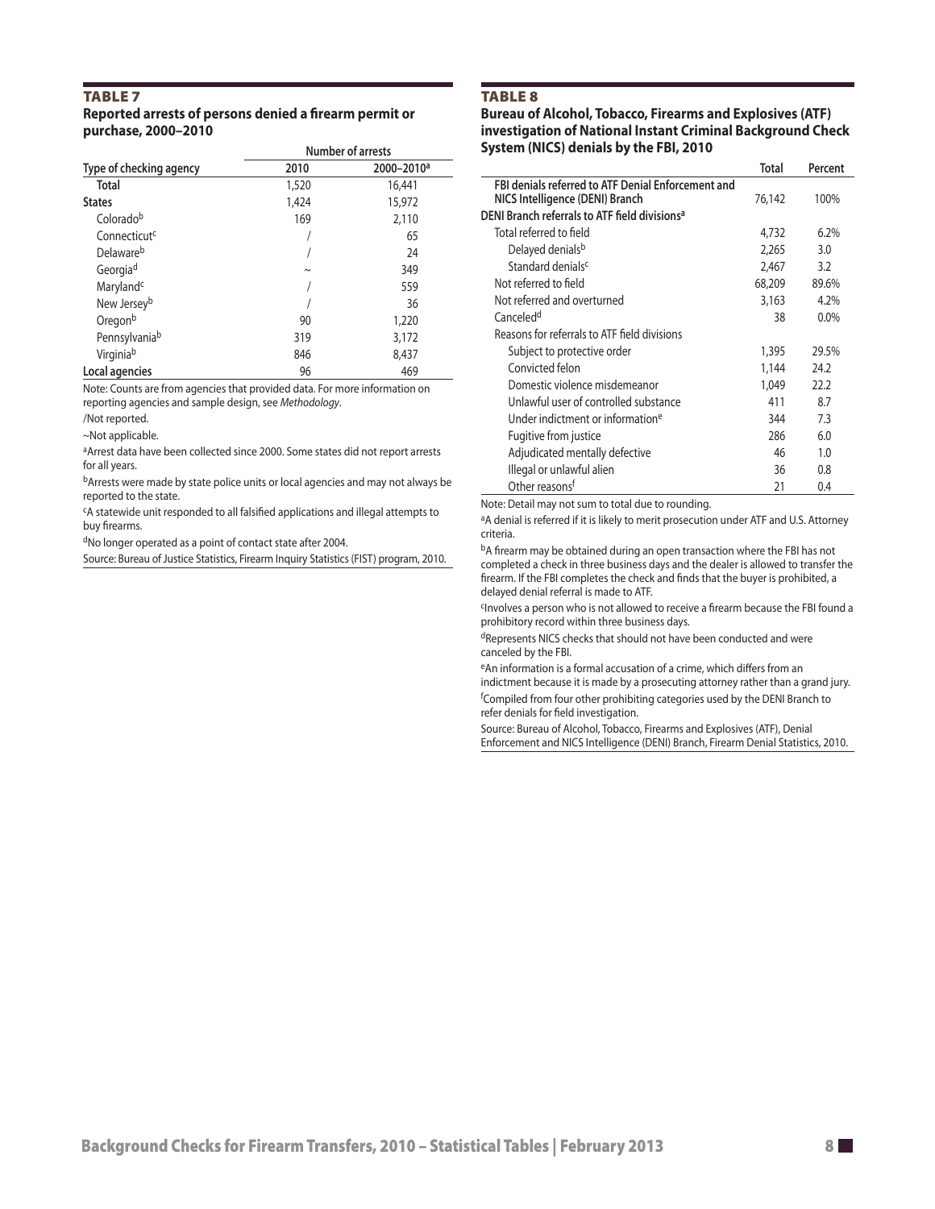## TABLE 7

**Reported arrests of persons denied a firearm permit or purchase, 2000–2010**

| Type of checking agency | Number of arrests | |
|---|---|---|
| | 2010 | 2000–2010[a] |
| **Total** | 1,520 | 16,441 |
| **States** | 1,424 | 15,972 |
| Colorado[b] | 169 | 2,110 |
| Connecticut[c] | / | 65 |
| Delaware[b] | / | 24 |
| Georgia[d] | ~ | 349 |
| Maryland[c] | / | 559 |
| New Jersey[b] | / | 36 |
| Oregon[b] | 90 | 1,220 |
| Pennsylvania[b] | 319 | 3,172 |
| Virginia[b] | 846 | 8,437 |
| **Local agencies** | 96 | 469 |

Note: Counts are from agencies that provided data. For more information on reporting agencies and sample design, see *Methodology*.

/Not reported.

~Not applicable.

[a]Arrest data have been collected since 2000. Some states did not report arrests for all years.

[b]Arrests were made by state police units or local agencies and may not always be reported to the state.

[c]A statewide unit responded to all falsified applications and illegal attempts to buy firearms.

[d]No longer operated as a point of contact state after 2004.

Source: Bureau of Justice Statistics, Firearm Inquiry Statistics (FIST) program, 2010.

## TABLE 8

**Bureau of Alcohol, Tobacco, Firearms and Explosives (ATF) investigation of National Instant Criminal Background Check System (NICS) denials by the FBI, 2010**

| | Total | Percent |
|---|---|---|
| **FBI denials referred to ATF Denial Enforcement and NICS Intelligence (DENI) Branch** | 76,142 | 100% |
| **DENI Branch referrals to ATF field divisions[a]** | | |
| Total referred to field | 4,732 | 6.2% |
| Delayed denials[b] | 2,265 | 3.0 |
| Standard denials[c] | 2,467 | 3.2 |
| Not referred to field | 68,209 | 89.6% |
| Not referred and overturned | 3,163 | 4.2% |
| Canceled[d] | 38 | 0.0% |
| Reasons for referrals to ATF field divisions | | |
| Subject to protective order | 1,395 | 29.5% |
| Convicted felon | 1,144 | 24.2 |
| Domestic violence misdemeanor | 1,049 | 22.2 |
| Unlawful user of controlled substance | 411 | 8.7 |
| Under indictment or information[e] | 344 | 7.3 |
| Fugitive from justice | 286 | 6.0 |
| Adjudicated mentally defective | 46 | 1.0 |
| Illegal or unlawful alien | 36 | 0.8 |
| Other reasons[f] | 21 | 0.4 |

Note: Detail may not sum to total due to rounding.

[a]A denial is referred if it is likely to merit prosecution under ATF and U.S. Attorney criteria.

[b]A firearm may be obtained during an open transaction where the FBI has not completed a check in three business days and the dealer is allowed to transfer the firearm. If the FBI completes the check and finds that the buyer is prohibited, a delayed denial referral is made to ATF.

[c]Involves a person who is not allowed to receive a firearm because the FBI found a prohibitory record within three business days.

[d]Represents NICS checks that should not have been conducted and were canceled by the FBI.

[e]An information is a formal accusation of a crime, which differs from an indictment because it is made by a prosecuting attorney rather than a grand jury.

[f]Compiled from four other prohibiting categories used by the DENI Branch to refer denials for field investigation.

Source: Bureau of Alcohol, Tobacco, Firearms and Explosives (ATF), Denial Enforcement and NICS Intelligence (DENI) Branch, Firearm Denial Statistics, 2010.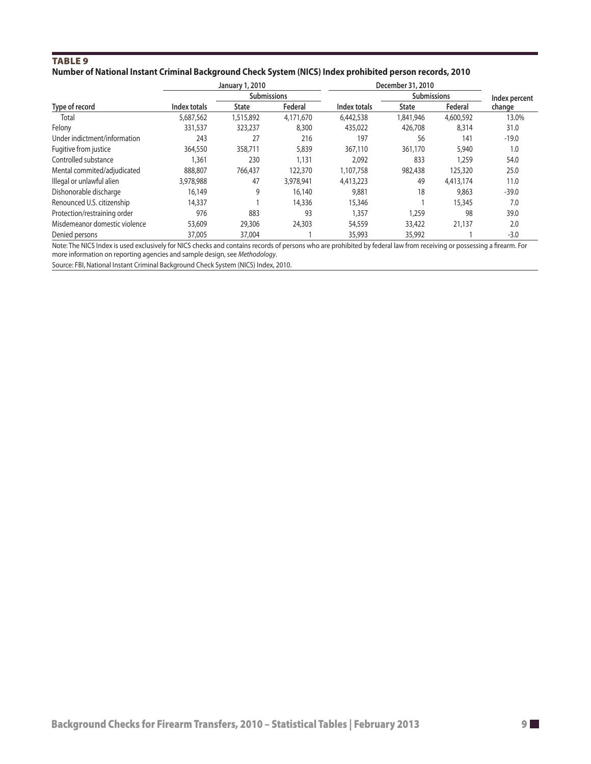**TABLE 9**

**Number of National Instant Criminal Background Check System (NICS) Index prohibited person records, 2010**

| Type of record | January 1, 2010 | | | December 31, 2010 | | | Index percent change |
|---|---|---|---|---|---|---|---|
| | | Submissions | | | Submissions | | |
| | Index totals | State | Federal | Index totals | State | Federal | |
| Total | 5,687,562 | 1,515,892 | 4,171,670 | 6,442,538 | 1,841,946 | 4,600,592 | 13.0% |
| Felony | 331,537 | 323,237 | 8,300 | 435,022 | 426,708 | 8,314 | 31.0 |
| Under indictment/information | 243 | 27 | 216 | 197 | 56 | 141 | -19.0 |
| Fugitive from justice | 364,550 | 358,711 | 5,839 | 367,110 | 361,170 | 5,940 | 1.0 |
| Controlled substance | 1,361 | 230 | 1,131 | 2,092 | 833 | 1,259 | 54.0 |
| Mental commited/adjudicated | 888,807 | 766,437 | 122,370 | 1,107,758 | 982,438 | 125,320 | 25.0 |
| Illegal or unlawful alien | 3,978,988 | 47 | 3,978,941 | 4,413,223 | 49 | 4,413,174 | 11.0 |
| Dishonorable discharge | 16,149 | 9 | 16,140 | 9,881 | 18 | 9,863 | -39.0 |
| Renounced U.S. citizenship | 14,337 | 1 | 14,336 | 15,346 | 1 | 15,345 | 7.0 |
| Protection/restraining order | 976 | 883 | 93 | 1,357 | 1,259 | 98 | 39.0 |
| Misdemeanor domestic violence | 53,609 | 29,306 | 24,303 | 54,559 | 33,422 | 21,137 | 2.0 |
| Denied persons | 37,005 | 37,004 | 1 | 35,993 | 35,992 | 1 | -3.0 |

Note: The NICS Index is used exclusively for NICS checks and contains records of persons who are prohibited by federal law from receiving or possessing a firearm. For more information on reporting agencies and sample design, see *Methodology*.

Source: FBI, National Instant Criminal Background Check System (NICS) Index, 2010.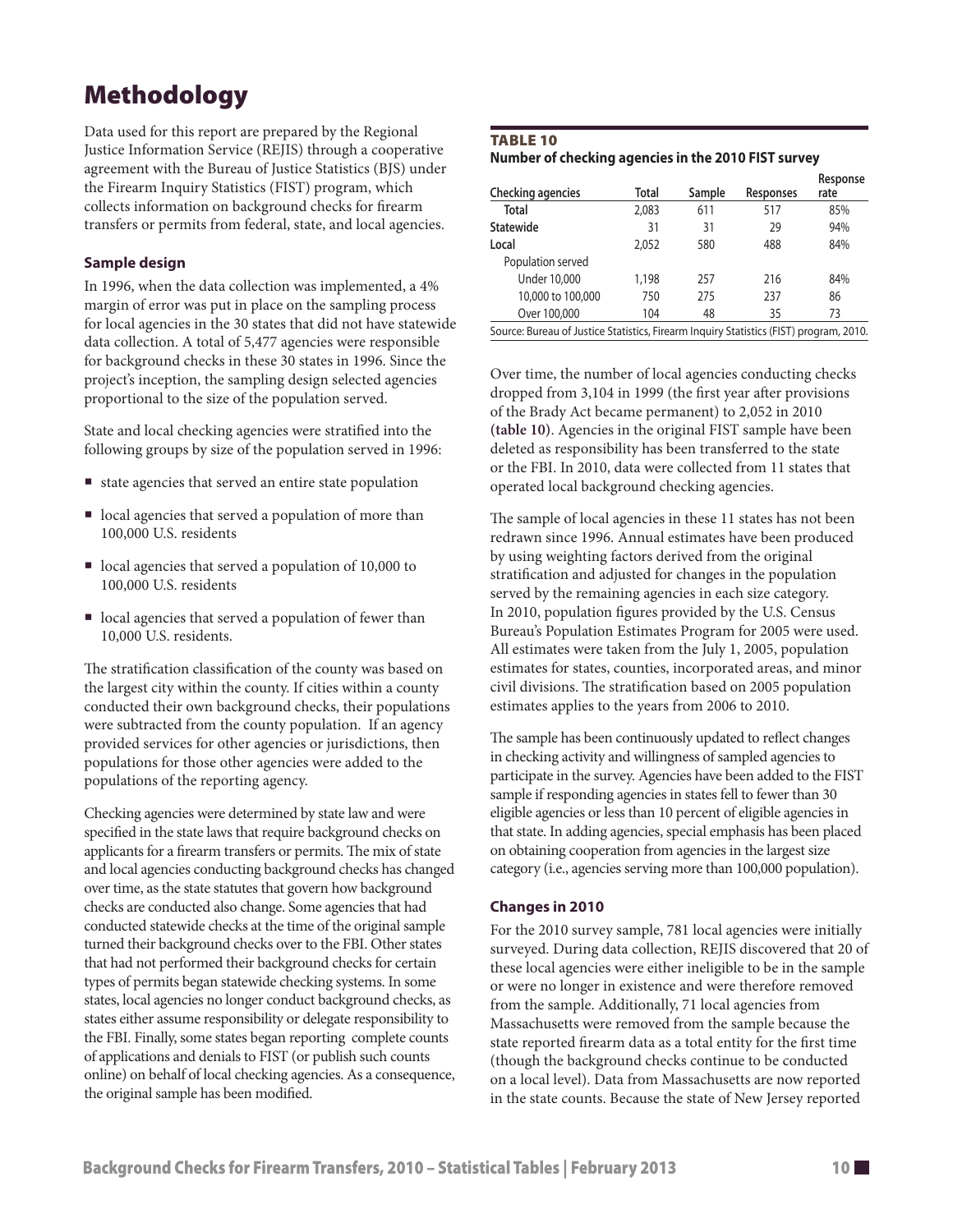# Methodology

Data used for this report are prepared by the Regional Justice Information Service (REJIS) through a cooperative agreement with the Bureau of Justice Statistics (BJS) under the Firearm Inquiry Statistics (FIST) program, which collects information on background checks for firearm transfers or permits from federal, state, and local agencies.

### Sample design

In 1996, when the data collection was implemented, a 4% margin of error was put in place on the sampling process for local agencies in the 30 states that did not have statewide data collection. A total of 5,477 agencies were responsible for background checks in these 30 states in 1996. Since the project's inception, the sampling design selected agencies proportional to the size of the population served.

State and local checking agencies were stratified into the following groups by size of the population served in 1996:

- state agencies that served an entire state population
- local agencies that served a population of more than 100,000 U.S. residents
- local agencies that served a population of 10,000 to 100,000 U.S. residents
- local agencies that served a population of fewer than 10,000 U.S. residents.

The stratification classification of the county was based on the largest city within the county. If cities within a county conducted their own background checks, their populations were subtracted from the county population. If an agency provided services for other agencies or jurisdictions, then populations for those other agencies were added to the populations of the reporting agency.

Checking agencies were determined by state law and were specified in the state laws that require background checks on applicants for a firearm transfers or permits. The mix of state and local agencies conducting background checks has changed over time, as the state statutes that govern how background checks are conducted also change. Some agencies that had conducted statewide checks at the time of the original sample turned their background checks over to the FBI. Other states that had not performed their background checks for certain types of permits began statewide checking systems. In some states, local agencies no longer conduct background checks, as states either assume responsibility or delegate responsibility to the FBI. Finally, some states began reporting complete counts of applications and denials to FIST (or publish such counts online) on behalf of local checking agencies. As a consequence, the original sample has been modified.

**TABLE 10**
**Number of checking agencies in the 2010 FIST survey**

| Checking agencies | Total | Sample | Responses | Response rate |
|---|---|---|---|---|
| Total | 2,083 | 611 | 517 | 85% |
| Statewide | 31 | 31 | 29 | 94% |
| Local | 2,052 | 580 | 488 | 84% |
| Population served | | | | |
| Under 10,000 | 1,198 | 257 | 216 | 84% |
| 10,000 to 100,000 | 750 | 275 | 237 | 86 |
| Over 100,000 | 104 | 48 | 35 | 73 |

Source: Bureau of Justice Statistics, Firearm Inquiry Statistics (FIST) program, 2010.

Over time, the number of local agencies conducting checks dropped from 3,104 in 1999 (the first year after provisions of the Brady Act became permanent) to 2,052 in 2010 (**table 10**). Agencies in the original FIST sample have been deleted as responsibility has been transferred to the state or the FBI. In 2010, data were collected from 11 states that operated local background checking agencies.

The sample of local agencies in these 11 states has not been redrawn since 1996. Annual estimates have been produced by using weighting factors derived from the original stratification and adjusted for changes in the population served by the remaining agencies in each size category. In 2010, population figures provided by the U.S. Census Bureau's Population Estimates Program for 2005 were used. All estimates were taken from the July 1, 2005, population estimates for states, counties, incorporated areas, and minor civil divisions. The stratification based on 2005 population estimates applies to the years from 2006 to 2010.

The sample has been continuously updated to reflect changes in checking activity and willingness of sampled agencies to participate in the survey. Agencies have been added to the FIST sample if responding agencies in states fell to fewer than 30 eligible agencies or less than 10 percent of eligible agencies in that state. In adding agencies, special emphasis has been placed on obtaining cooperation from agencies in the largest size category (i.e., agencies serving more than 100,000 population).

### Changes in 2010

For the 2010 survey sample, 781 local agencies were initially surveyed. During data collection, REJIS discovered that 20 of these local agencies were either ineligible to be in the sample or were no longer in existence and were therefore removed from the sample. Additionally, 71 local agencies from Massachusetts were removed from the sample because the state reported firearm data as a total entity for the first time (though the background checks continue to be conducted on a local level). Data from Massachusetts are now reported in the state counts. Because the state of New Jersey reported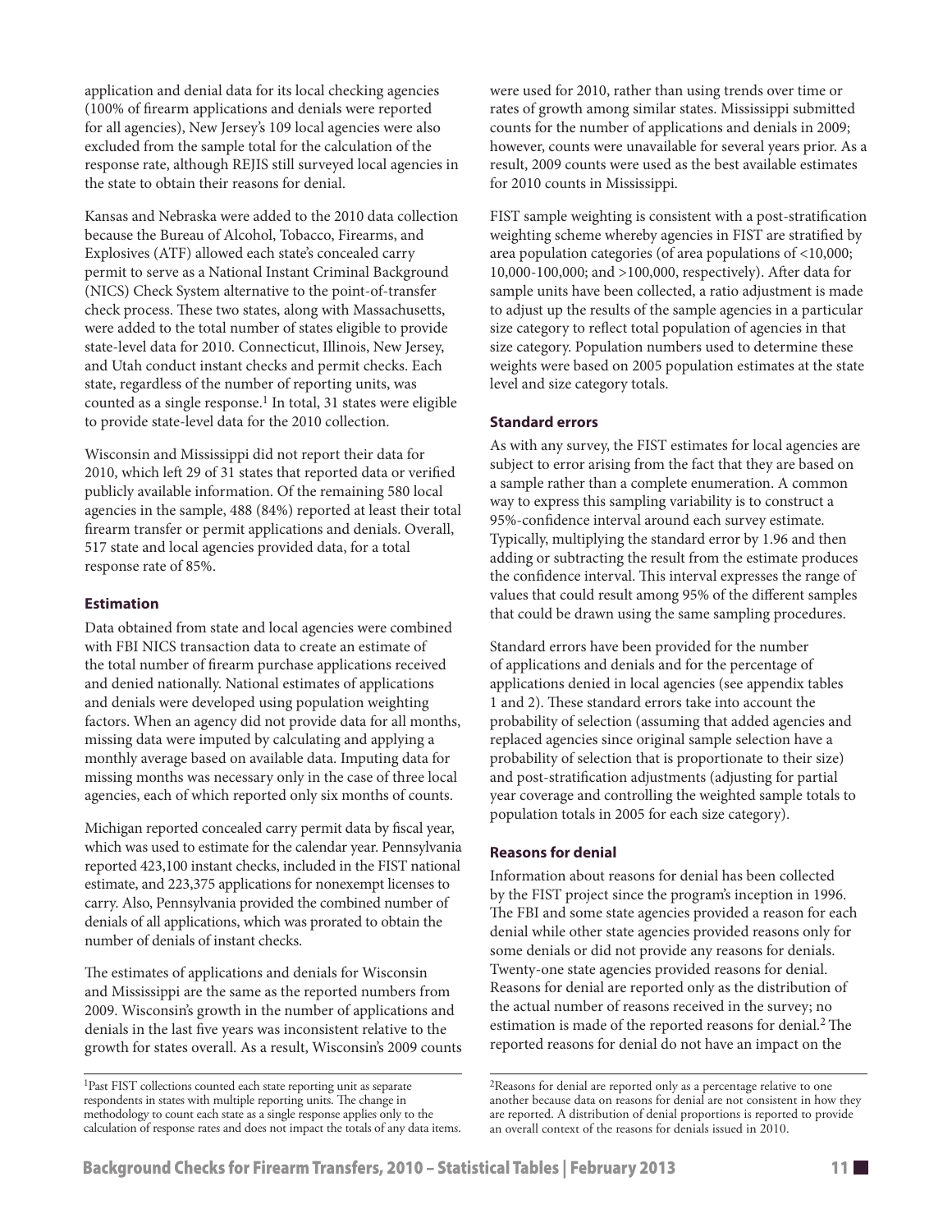application and denial data for its local checking agencies (100% of firearm applications and denials were reported for all agencies), New Jersey's 109 local agencies were also excluded from the sample total for the calculation of the response rate, although REJIS still surveyed local agencies in the state to obtain their reasons for denial.

Kansas and Nebraska were added to the 2010 data collection because the Bureau of Alcohol, Tobacco, Firearms, and Explosives (ATF) allowed each state's concealed carry permit to serve as a National Instant Criminal Background (NICS) Check System alternative to the point-of-transfer check process. These two states, along with Massachusetts, were added to the total number of states eligible to provide state-level data for 2010. Connecticut, Illinois, New Jersey, and Utah conduct instant checks and permit checks. Each state, regardless of the number of reporting units, was counted as a single response.[1] In total, 31 states were eligible to provide state-level data for the 2010 collection.

Wisconsin and Mississippi did not report their data for 2010, which left 29 of 31 states that reported data or verified publicly available information. Of the remaining 580 local agencies in the sample, 488 (84%) reported at least their total firearm transfer or permit applications and denials. Overall, 517 state and local agencies provided data, for a total response rate of 85%.

### Estimation

Data obtained from state and local agencies were combined with FBI NICS transaction data to create an estimate of the total number of firearm purchase applications received and denied nationally. National estimates of applications and denials were developed using population weighting factors. When an agency did not provide data for all months, missing data were imputed by calculating and applying a monthly average based on available data. Imputing data for missing months was necessary only in the case of three local agencies, each of which reported only six months of counts.

Michigan reported concealed carry permit data by fiscal year, which was used to estimate for the calendar year. Pennsylvania reported 423,100 instant checks, included in the FIST national estimate, and 223,375 applications for nonexempt licenses to carry. Also, Pennsylvania provided the combined number of denials of all applications, which was prorated to obtain the number of denials of instant checks.

The estimates of applications and denials for Wisconsin and Mississippi are the same as the reported numbers from 2009. Wisconsin's growth in the number of applications and denials in the last five years was inconsistent relative to the growth for states overall. As a result, Wisconsin's 2009 counts were used for 2010, rather than using trends over time or rates of growth among similar states. Mississippi submitted counts for the number of applications and denials in 2009; however, counts were unavailable for several years prior. As a result, 2009 counts were used as the best available estimates for 2010 counts in Mississippi.

FIST sample weighting is consistent with a post-stratification weighting scheme whereby agencies in FIST are stratified by area population categories (of area populations of <10,000; 10,000-100,000; and >100,000, respectively). After data for sample units have been collected, a ratio adjustment is made to adjust up the results of the sample agencies in a particular size category to reflect total population of agencies in that size category. Population numbers used to determine these weights were based on 2005 population estimates at the state level and size category totals.

### Standard errors

As with any survey, the FIST estimates for local agencies are subject to error arising from the fact that they are based on a sample rather than a complete enumeration. A common way to express this sampling variability is to construct a 95%-confidence interval around each survey estimate. Typically, multiplying the standard error by 1.96 and then adding or subtracting the result from the estimate produces the confidence interval. This interval expresses the range of values that could result among 95% of the different samples that could be drawn using the same sampling procedures.

Standard errors have been provided for the number of applications and denials and for the percentage of applications denied in local agencies (see appendix tables 1 and 2). These standard errors take into account the probability of selection (assuming that added agencies and replaced agencies since original sample selection have a probability of selection that is proportionate to their size) and post-stratification adjustments (adjusting for partial year coverage and controlling the weighted sample totals to population totals in 2005 for each size category).

### Reasons for denial

Information about reasons for denial has been collected by the FIST project since the program's inception in 1996. The FBI and some state agencies provided a reason for each denial while other state agencies provided reasons only for some denials or did not provide any reasons for denials. Twenty-one state agencies provided reasons for denial. Reasons for denial are reported only as the distribution of the actual number of reasons received in the survey; no estimation is made of the reported reasons for denial.[2] The reported reasons for denial do not have an impact on the

[1]Past FIST collections counted each state reporting unit as separate respondents in states with multiple reporting units. The change in methodology to count each state as a single response applies only to the calculation of response rates and does not impact the totals of any data items.

[2]Reasons for denial are reported only as a percentage relative to one another because data on reasons for denial are not consistent in how they are reported. A distribution of denial proportions is reported to provide an overall context of the reasons for denials issued in 2010.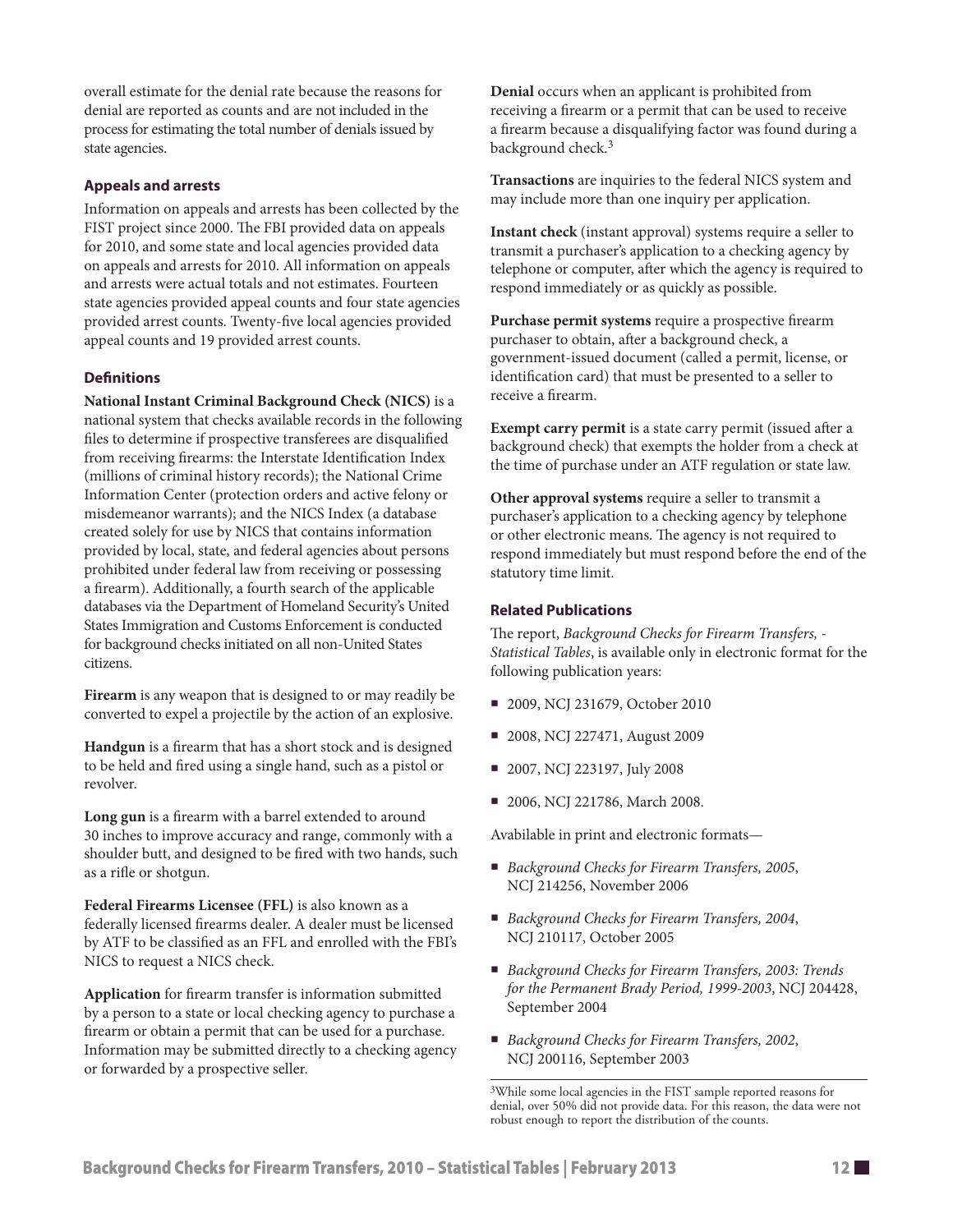overall estimate for the denial rate because the reasons for denial are reported as counts and are not included in the process for estimating the total number of denials issued by state agencies.

### Appeals and arrests

Information on appeals and arrests has been collected by the FIST project since 2000. The FBI provided data on appeals for 2010, and some state and local agencies provided data on appeals and arrests for 2010. All information on appeals and arrests were actual totals and not estimates. Fourteen state agencies provided appeal counts and four state agencies provided arrest counts. Twenty-five local agencies provided appeal counts and 19 provided arrest counts.

### Definitions

**National Instant Criminal Background Check (NICS)** is a national system that checks available records in the following files to determine if prospective transferees are disqualified from receiving firearms: the Interstate Identification Index (millions of criminal history records); the National Crime Information Center (protection orders and active felony or misdemeanor warrants); and the NICS Index (a database created solely for use by NICS that contains information provided by local, state, and federal agencies about persons prohibited under federal law from receiving or possessing a firearm). Additionally, a fourth search of the applicable databases via the Department of Homeland Security's United States Immigration and Customs Enforcement is conducted for background checks initiated on all non-United States citizens.

**Firearm** is any weapon that is designed to or may readily be converted to expel a projectile by the action of an explosive.

**Handgun** is a firearm that has a short stock and is designed to be held and fired using a single hand, such as a pistol or revolver.

**Long gun** is a firearm with a barrel extended to around 30 inches to improve accuracy and range, commonly with a shoulder butt, and designed to be fired with two hands, such as a rifle or shotgun.

**Federal Firearms Licensee (FFL)** is also known as a federally licensed firearms dealer. A dealer must be licensed by ATF to be classified as an FFL and enrolled with the FBI's NICS to request a NICS check.

**Application** for firearm transfer is information submitted by a person to a state or local checking agency to purchase a firearm or obtain a permit that can be used for a purchase. Information may be submitted directly to a checking agency or forwarded by a prospective seller.

**Denial** occurs when an applicant is prohibited from receiving a firearm or a permit that can be used to receive a firearm because a disqualifying factor was found during a background check.[3]

**Transactions** are inquiries to the federal NICS system and may include more than one inquiry per application.

**Instant check** (instant approval) systems require a seller to transmit a purchaser's application to a checking agency by telephone or computer, after which the agency is required to respond immediately or as quickly as possible.

**Purchase permit systems** require a prospective firearm purchaser to obtain, after a background check, a government-issued document (called a permit, license, or identification card) that must be presented to a seller to receive a firearm.

**Exempt carry permit** is a state carry permit (issued after a background check) that exempts the holder from a check at the time of purchase under an ATF regulation or state law.

**Other approval systems** require a seller to transmit a purchaser's application to a checking agency by telephone or other electronic means. The agency is not required to respond immediately but must respond before the end of the statutory time limit.

### Related Publications

The report, *Background Checks for Firearm Transfers, - Statistical Tables*, is available only in electronic format for the following publication years:

- 2009, NCJ 231679, October 2010
- 2008, NCJ 227471, August 2009
- 2007, NCJ 223197, July 2008
- 2006, NCJ 221786, March 2008.

Avabilable in print and electronic formats—

- *Background Checks for Firearm Transfers, 2005*, NCJ 214256, November 2006
- *Background Checks for Firearm Transfers, 2004*, NCJ 210117, October 2005
- *Background Checks for Firearm Transfers, 2003: Trends for the Permanent Brady Period, 1999-2003*, NCJ 204428, September 2004
- *Background Checks for Firearm Transfers, 2002*, NCJ 200116, September 2003

[3]While some local agencies in the FIST sample reported reasons for denial, over 50% did not provide data. For this reason, the data were not robust enough to report the distribution of the counts.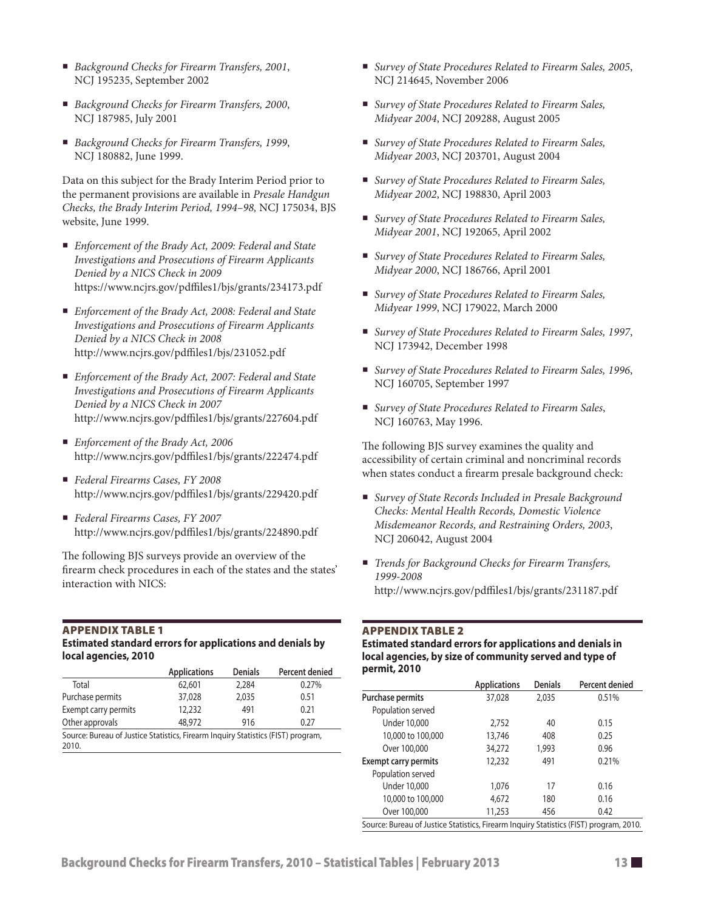- *Background Checks for Firearm Transfers, 2001*, NCJ 195235, September 2002
- *Background Checks for Firearm Transfers, 2000*, NCJ 187985, July 2001
- *Background Checks for Firearm Transfers, 1999*, NCJ 180882, June 1999.

Data on this subject for the Brady Interim Period prior to the permanent provisions are available in *Presale Handgun Checks, the Brady Interim Period, 1994–98,* NCJ 175034, BJS website, June 1999.

- *Enforcement of the Brady Act, 2009: Federal and State Investigations and Prosecutions of Firearm Applicants Denied by a NICS Check in 2009* https://www.ncjrs.gov/pdffiles1/bjs/grants/234173.pdf
- *Enforcement of the Brady Act, 2008: Federal and State Investigations and Prosecutions of Firearm Applicants Denied by a NICS Check in 2008* http://www.ncjrs.gov/pdffiles1/bjs/231052.pdf
- *Enforcement of the Brady Act, 2007: Federal and State Investigations and Prosecutions of Firearm Applicants Denied by a NICS Check in 2007* http://www.ncjrs.gov/pdffiles1/bjs/grants/227604.pdf
- *Enforcement of the Brady Act, 2006* http://www.ncjrs.gov/pdffiles1/bjs/grants/222474.pdf
- *Federal Firearms Cases, FY 2008* http://www.ncjrs.gov/pdffiles1/bjs/grants/229420.pdf
- *Federal Firearms Cases, FY 2007* http://www.ncjrs.gov/pdffiles1/bjs/grants/224890.pdf

The following BJS surveys provide an overview of the firearm check procedures in each of the states and the states' interaction with NICS:

- *Survey of State Procedures Related to Firearm Sales, 2005*, NCJ 214645, November 2006
- *Survey of State Procedures Related to Firearm Sales, Midyear 2004*, NCJ 209288, August 2005
- *Survey of State Procedures Related to Firearm Sales, Midyear 2003*, NCJ 203701, August 2004
- *Survey of State Procedures Related to Firearm Sales, Midyear 2002*, NCJ 198830, April 2003
- *Survey of State Procedures Related to Firearm Sales, Midyear 2001*, NCJ 192065, April 2002
- *Survey of State Procedures Related to Firearm Sales, Midyear 2000*, NCJ 186766, April 2001
- *Survey of State Procedures Related to Firearm Sales, Midyear 1999*, NCJ 179022, March 2000
- *Survey of State Procedures Related to Firearm Sales, 1997*, NCJ 173942, December 1998
- *Survey of State Procedures Related to Firearm Sales, 1996*, NCJ 160705, September 1997
- *Survey of State Procedures Related to Firearm Sales*, NCJ 160763, May 1996.

The following BJS survey examines the quality and accessibility of certain criminal and noncriminal records when states conduct a firearm presale background check:

- *Survey of State Records Included in Presale Background Checks: Mental Health Records, Domestic Violence Misdemeanor Records, and Restraining Orders, 2003*, NCJ 206042, August 2004
- *Trends for Background Checks for Firearm Transfers, 1999-2008* http://www.ncjrs.gov/pdffiles1/bjs/grants/231187.pdf

### APPENDIX TABLE 1
**Estimated standard errors for applications and denials by local agencies, 2010**

| | Applications | Denials | Percent denied |
|---|---|---|---|
| Total | 62,601 | 2,284 | 0.27% |
| Purchase permits | 37,028 | 2,035 | 0.51 |
| Exempt carry permits | 12,232 | 491 | 0.21 |
| Other approvals | 48,972 | 916 | 0.27 |

Source: Bureau of Justice Statistics, Firearm Inquiry Statistics (FIST) program, 2010.

### APPENDIX TABLE 2
**Estimated standard errors for applications and denials in local agencies, by size of community served and type of permit, 2010**

| | Applications | Denials | Percent denied |
|---|---|---|---|
| **Purchase permits** | 37,028 | 2,035 | 0.51% |
| Population served | | | |
| Under 10,000 | 2,752 | 40 | 0.15 |
| 10,000 to 100,000 | 13,746 | 408 | 0.25 |
| Over 100,000 | 34,272 | 1,993 | 0.96 |
| **Exempt carry permits** | 12,232 | 491 | 0.21% |
| Population served | | | |
| Under 10,000 | 1,076 | 17 | 0.16 |
| 10,000 to 100,000 | 4,672 | 180 | 0.16 |
| Over 100,000 | 11,253 | 456 | 0.42 |

Source: Bureau of Justice Statistics, Firearm Inquiry Statistics (FIST) program, 2010.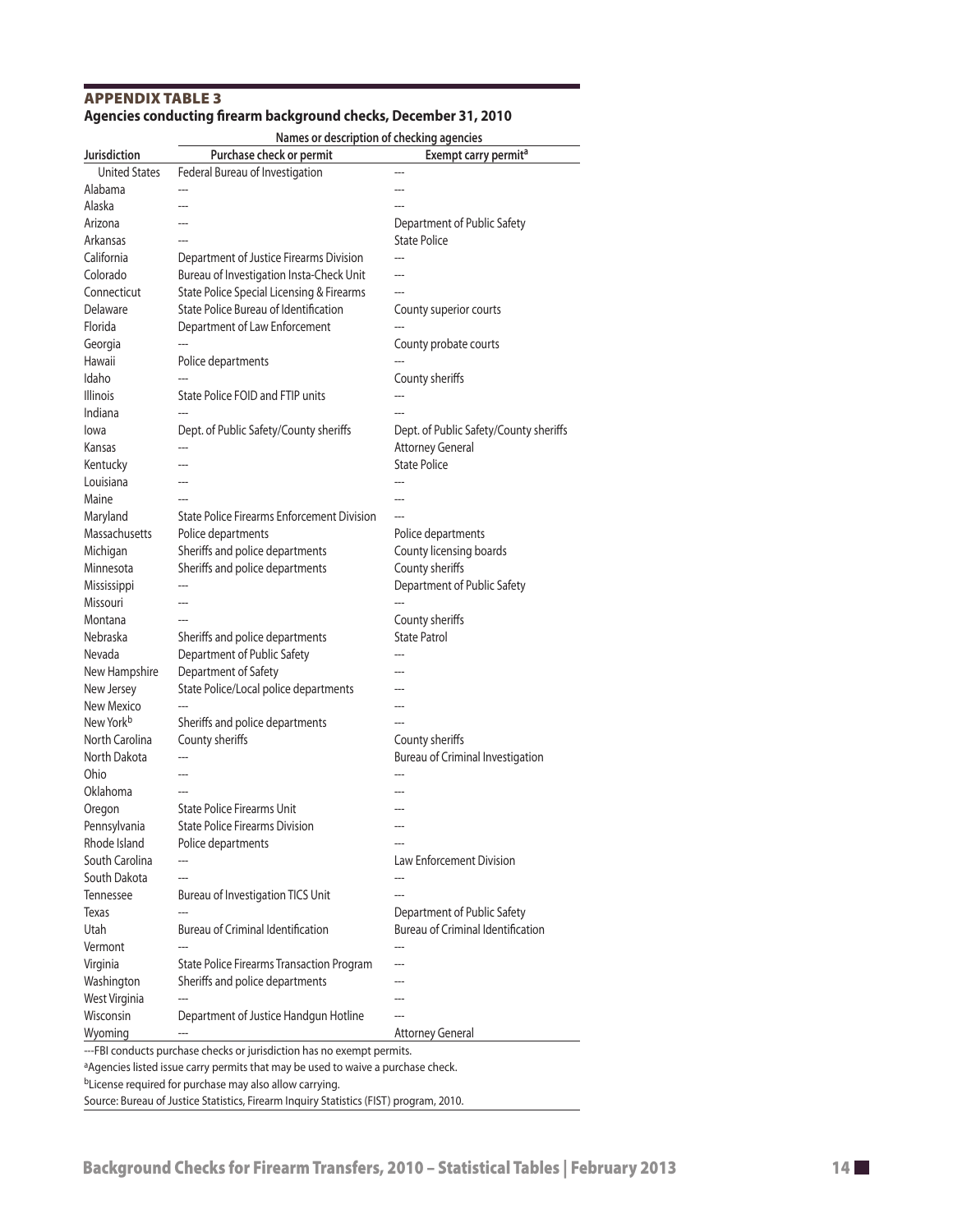## APPENDIX TABLE 3

**Agencies conducting firearm background checks, December 31, 2010**

| | Names or description of checking agencies | |
|---|---|---|
| Jurisdiction | Purchase check or permit | Exempt carry permit[a] |
| United States | Federal Bureau of Investigation | --- |
| Alabama | --- | --- |
| Alaska | --- | --- |
| Arizona | --- | Department of Public Safety |
| Arkansas | --- | State Police |
| California | Department of Justice Firearms Division | --- |
| Colorado | Bureau of Investigation Insta-Check Unit | --- |
| Connecticut | State Police Special Licensing & Firearms | --- |
| Delaware | State Police Bureau of Identification | County superior courts |
| Florida | Department of Law Enforcement | --- |
| Georgia | --- | County probate courts |
| Hawaii | Police departments | --- |
| Idaho | --- | County sheriffs |
| Illinois | State Police FOID and FTIP units | --- |
| Indiana | --- | --- |
| Iowa | Dept. of Public Safety/County sheriffs | Dept. of Public Safety/County sheriffs |
| Kansas | --- | Attorney General |
| Kentucky | --- | State Police |
| Louisiana | --- | --- |
| Maine | --- | --- |
| Maryland | State Police Firearms Enforcement Division | --- |
| Massachusetts | Police departments | Police departments |
| Michigan | Sheriffs and police departments | County licensing boards |
| Minnesota | Sheriffs and police departments | County sheriffs |
| Mississippi | --- | Department of Public Safety |
| Missouri | --- | --- |
| Montana | --- | County sheriffs |
| Nebraska | Sheriffs and police departments | State Patrol |
| Nevada | Department of Public Safety | --- |
| New Hampshire | Department of Safety | --- |
| New Jersey | State Police/Local police departments | --- |
| New Mexico | --- | --- |
| New York[b] | Sheriffs and police departments | --- |
| North Carolina | County sheriffs | County sheriffs |
| North Dakota | --- | Bureau of Criminal Investigation |
| Ohio | --- | --- |
| Oklahoma | --- | --- |
| Oregon | State Police Firearms Unit | --- |
| Pennsylvania | State Police Firearms Division | --- |
| Rhode Island | Police departments | --- |
| South Carolina | --- | Law Enforcement Division |
| South Dakota | --- | --- |
| Tennessee | Bureau of Investigation TICS Unit | --- |
| Texas | --- | Department of Public Safety |
| Utah | Bureau of Criminal Identification | Bureau of Criminal Identification |
| Vermont | --- | --- |
| Virginia | State Police Firearms Transaction Program | --- |
| Washington | Sheriffs and police departments | --- |
| West Virginia | --- | --- |
| Wisconsin | Department of Justice Handgun Hotline | --- |
| Wyoming | --- | Attorney General |

---FBI conducts purchase checks or jurisdiction has no exempt permits.

[a]Agencies listed issue carry permits that may be used to waive a purchase check.

[b]License required for purchase may also allow carrying.

Source: Bureau of Justice Statistics, Firearm Inquiry Statistics (FIST) program, 2010.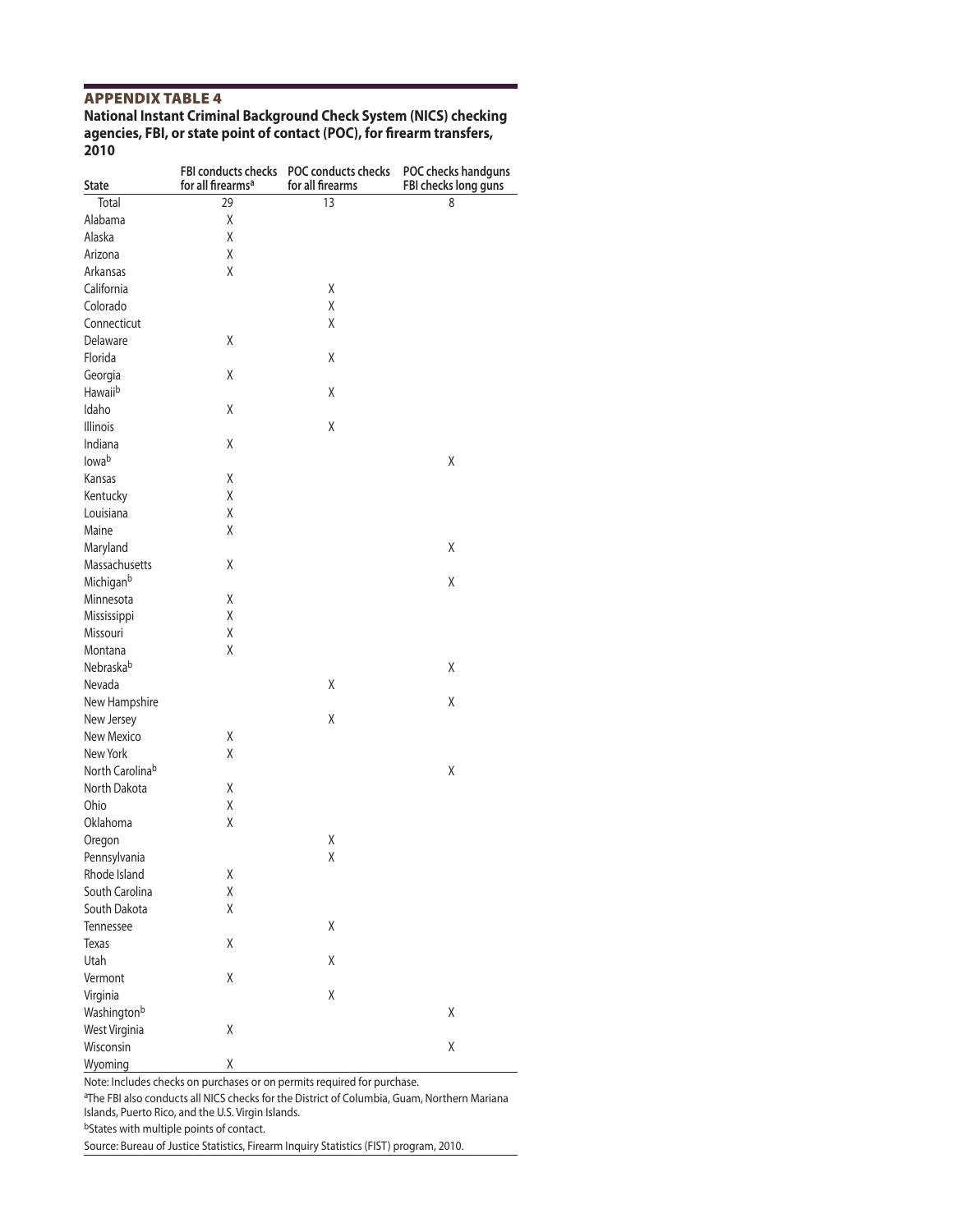## APPENDIX TABLE 4

**National Instant Criminal Background Check System (NICS) checking agencies, FBI, or state point of contact (POC), for firearm transfers, 2010**

| State | FBI conducts checks for all firearms[a] | POC conducts checks for all firearms | POC checks handguns FBI checks long guns |
|---|---|---|---|
| Total | 29 | 13 | 8 |
| Alabama | X | | |
| Alaska | X | | |
| Arizona | X | | |
| Arkansas | X | | |
| California | | X | |
| Colorado | | X | |
| Connecticut | | X | |
| Delaware | X | | |
| Florida | | X | |
| Georgia | X | | |
| Hawaii[b] | | X | |
| Idaho | X | | |
| Illinois | | X | |
| Indiana | X | | |
| Iowa[b] | | | X |
| Kansas | X | | |
| Kentucky | X | | |
| Louisiana | X | | |
| Maine | X | | |
| Maryland | | | X |
| Massachusetts | X | | |
| Michigan[b] | | | X |
| Minnesota | X | | |
| Mississippi | X | | |
| Missouri | X | | |
| Montana | X | | |
| Nebraska[b] | | | X |
| Nevada | | X | |
| New Hampshire | | | X |
| New Jersey | | X | |
| New Mexico | X | | |
| New York | X | | |
| North Carolina[b] | | | X |
| North Dakota | X | | |
| Ohio | X | | |
| Oklahoma | X | | |
| Oregon | | X | |
| Pennsylvania | | X | |
| Rhode Island | X | | |
| South Carolina | X | | |
| South Dakota | X | | |
| Tennessee | | X | |
| Texas | X | | |
| Utah | | X | |
| Vermont | X | | |
| Virginia | | X | |
| Washington[b] | | | X |
| West Virginia | X | | |
| Wisconsin | | | X |
| Wyoming | X | | |

Note: Includes checks on purchases or on permits required for purchase.

[a]The FBI also conducts all NICS checks for the District of Columbia, Guam, Northern Mariana Islands, Puerto Rico, and the U.S. Virgin Islands.

[b]States with multiple points of contact.

Source: Bureau of Justice Statistics, Firearm Inquiry Statistics (FIST) program, 2010.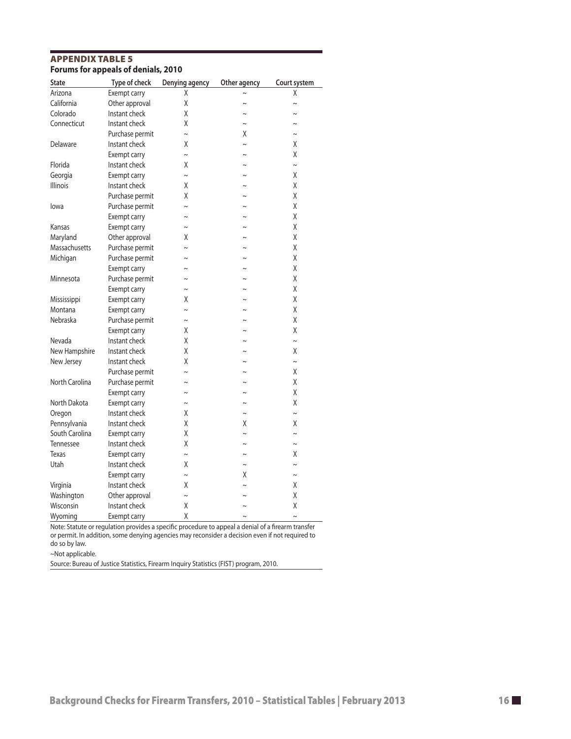## APPENDIX TABLE 5

**Forums for appeals of denials, 2010**

| State | Type of check | Denying agency | Other agency | Court system |
|---|---|---|---|---|
| Arizona | Exempt carry | X | ~ | X |
| California | Other approval | X | ~ | ~ |
| Colorado | Instant check | X | ~ | ~ |
| Connecticut | Instant check | X | ~ | ~ |
| | Purchase permit | ~ | X | ~ |
| Delaware | Instant check | X | ~ | X |
| | Exempt carry | ~ | ~ | X |
| Florida | Instant check | X | ~ | ~ |
| Georgia | Exempt carry | ~ | ~ | X |
| Illinois | Instant check | X | ~ | X |
| | Purchase permit | X | ~ | X |
| Iowa | Purchase permit | ~ | ~ | X |
| | Exempt carry | ~ | ~ | X |
| Kansas | Exempt carry | ~ | ~ | X |
| Maryland | Other approval | X | ~ | X |
| Massachusetts | Purchase permit | ~ | ~ | X |
| Michigan | Purchase permit | ~ | ~ | X |
| | Exempt carry | ~ | ~ | X |
| Minnesota | Purchase permit | ~ | ~ | X |
| | Exempt carry | ~ | ~ | X |
| Mississippi | Exempt carry | X | ~ | X |
| Montana | Exempt carry | ~ | ~ | X |
| Nebraska | Purchase permit | ~ | ~ | X |
| | Exempt carry | X | ~ | X |
| Nevada | Instant check | X | ~ | ~ |
| New Hampshire | Instant check | X | ~ | X |
| New Jersey | Instant check | X | ~ | ~ |
| | Purchase permit | ~ | ~ | X |
| North Carolina | Purchase permit | ~ | ~ | X |
| | Exempt carry | ~ | ~ | X |
| North Dakota | Exempt carry | ~ | ~ | X |
| Oregon | Instant check | X | ~ | ~ |
| Pennsylvania | Instant check | X | X | X |
| South Carolina | Exempt carry | X | ~ | ~ |
| Tennessee | Instant check | X | ~ | ~ |
| Texas | Exempt carry | ~ | ~ | X |
| Utah | Instant check | X | ~ | ~ |
| | Exempt carry | ~ | X | ~ |
| Virginia | Instant check | X | ~ | X |
| Washington | Other approval | ~ | ~ | X |
| Wisconsin | Instant check | X | ~ | X |
| Wyoming | Exempt carry | X | ~ | ~ |

Note: Statute or regulation provides a specific procedure to appeal a denial of a firearm transfer or permit. In addition, some denying agencies may reconsider a decision even if not required to do so by law.

~Not applicable.

Source: Bureau of Justice Statistics, Firearm Inquiry Statistics (FIST) program, 2010.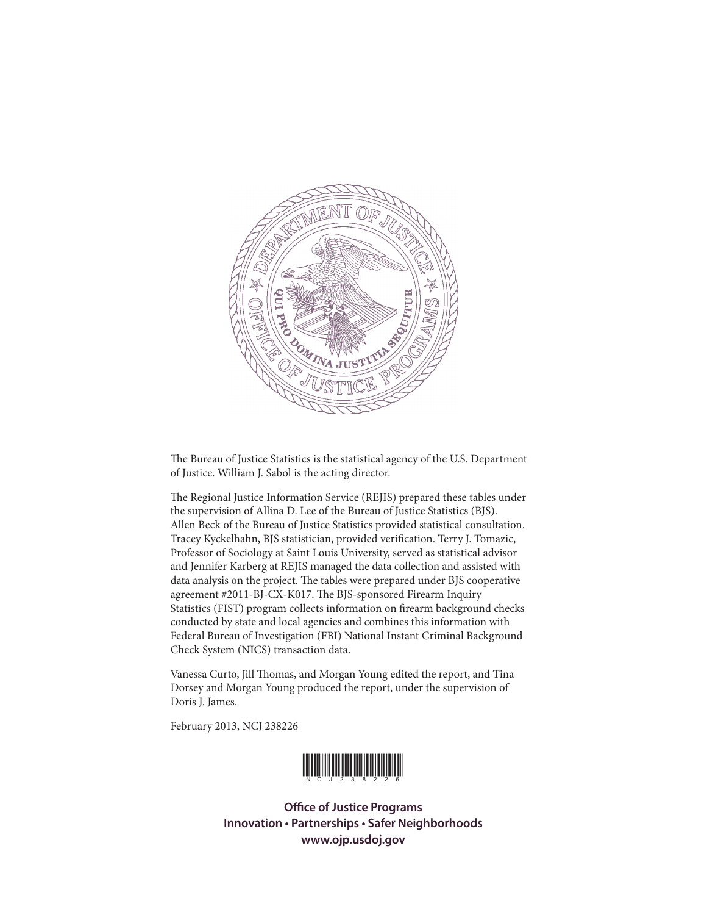The Bureau of Justice Statistics is the statistical agency of the U.S. Department of Justice. William J. Sabol is the acting director.

The Regional Justice Information Service (REJIS) prepared these tables under the supervision of Allina D. Lee of the Bureau of Justice Statistics (BJS). Allen Beck of the Bureau of Justice Statistics provided statistical consultation. Tracey Kyckelhahn, BJS statistician, provided verification. Terry J. Tomazic, Professor of Sociology at Saint Louis University, served as statistical advisor and Jennifer Karberg at REJIS managed the data collection and assisted with data analysis on the project. The tables were prepared under BJS cooperative agreement #2011-BJ-CX-K017. The BJS-sponsored Firearm Inquiry Statistics (FIST) program collects information on firearm background checks conducted by state and local agencies and combines this information with Federal Bureau of Investigation (FBI) National Instant Criminal Background Check System (NICS) transaction data.

Vanessa Curto, Jill Thomas, and Morgan Young edited the report, and Tina Dorsey and Morgan Young produced the report, under the supervision of Doris J. James.

February 2013, NCJ 238226

NCJ238226

**Office of Justice Programs**
**Innovation • Partnerships • Safer Neighborhoods**
**www.ojp.usdoj.gov**